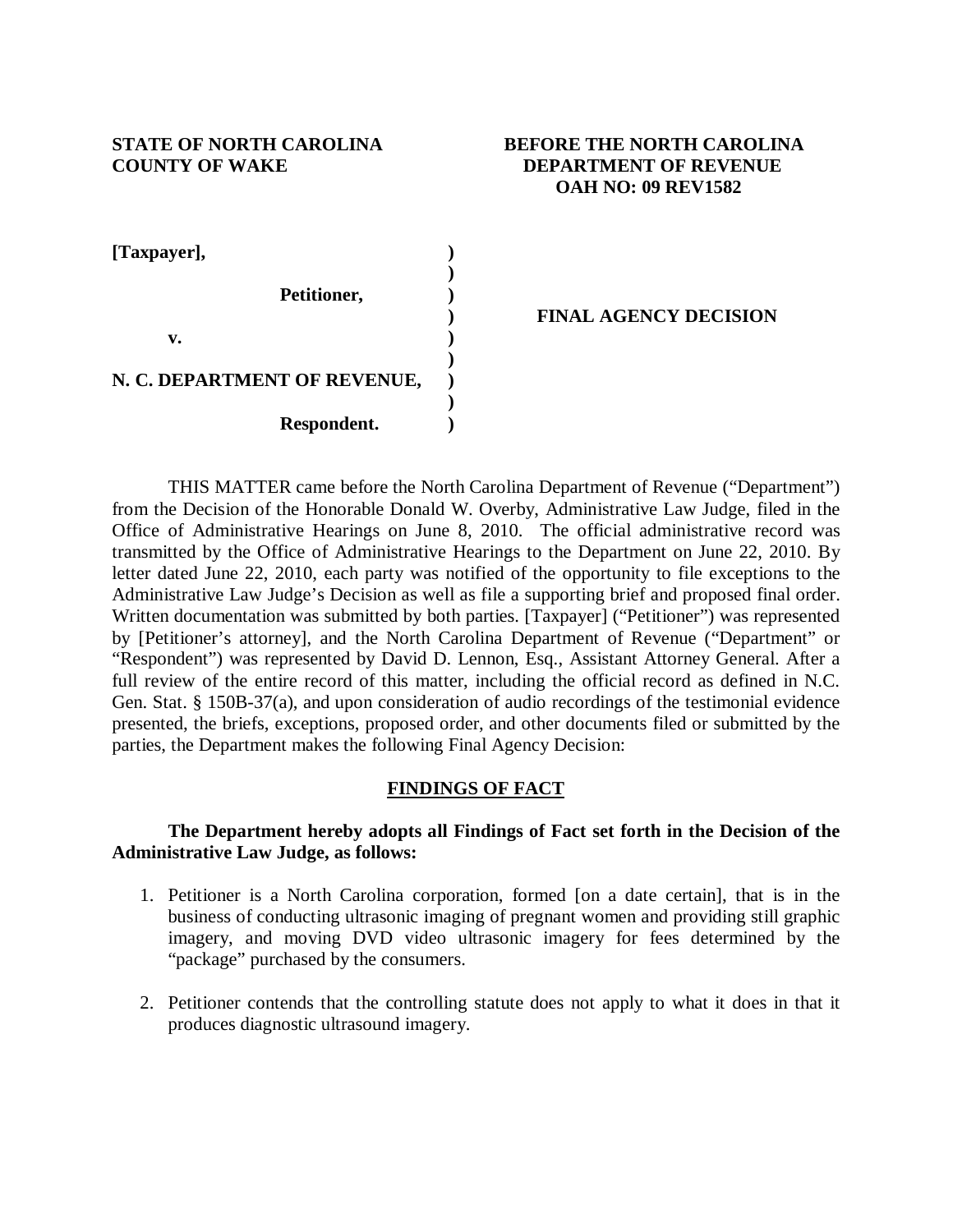**STATE OF NORTH CAROLINA**
**COUNTY OF WAKE**

**BEFORE THE NORTH CAROLINA DEPARTMENT OF REVENUE**
**OAH NO: 09 REV1582**

**[Taxpayer],**

**Petitioner,**

**v.**

**N. C. DEPARTMENT OF REVENUE,**

**Respondent.**

**FINAL AGENCY DECISION**

THIS MATTER came before the North Carolina Department of Revenue ("Department") from the Decision of the Honorable Donald W. Overby, Administrative Law Judge, filed in the Office of Administrative Hearings on June 8, 2010. The official administrative record was transmitted by the Office of Administrative Hearings to the Department on June 22, 2010. By letter dated June 22, 2010, each party was notified of the opportunity to file exceptions to the Administrative Law Judge's Decision as well as file a supporting brief and proposed final order. Written documentation was submitted by both parties. [Taxpayer] ("Petitioner") was represented by [Petitioner's attorney], and the North Carolina Department of Revenue ("Department" or "Respondent") was represented by David D. Lennon, Esq., Assistant Attorney General. After a full review of the entire record of this matter, including the official record as defined in N.C. Gen. Stat. § 150B-37(a), and upon consideration of audio recordings of the testimonial evidence presented, the briefs, exceptions, proposed order, and other documents filed or submitted by the parties, the Department makes the following Final Agency Decision:

## FINDINGS OF FACT

**The Department hereby adopts all Findings of Fact set forth in the Decision of the Administrative Law Judge, as follows:**

1. Petitioner is a North Carolina corporation, formed [on a date certain], that is in the business of conducting ultrasonic imaging of pregnant women and providing still graphic imagery, and moving DVD video ultrasonic imagery for fees determined by the "package" purchased by the consumers.

2. Petitioner contends that the controlling statute does not apply to what it does in that it produces diagnostic ultrasound imagery.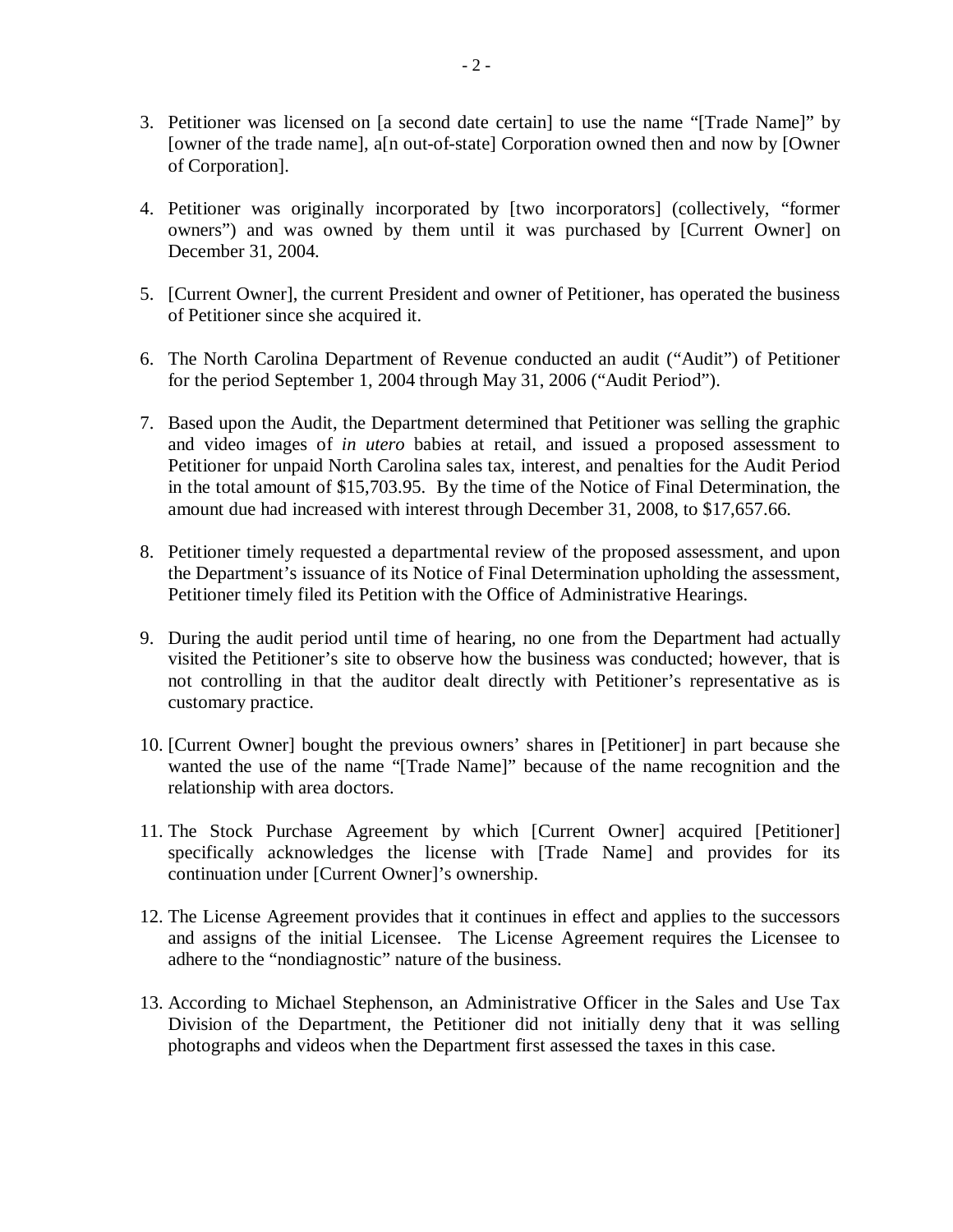3. Petitioner was licensed on [a second date certain] to use the name "[Trade Name]" by [owner of the trade name], a[n out-of-state] Corporation owned then and now by [Owner of Corporation].

4. Petitioner was originally incorporated by [two incorporators] (collectively, "former owners") and was owned by them until it was purchased by [Current Owner] on December 31, 2004.

5. [Current Owner], the current President and owner of Petitioner, has operated the business of Petitioner since she acquired it.

6. The North Carolina Department of Revenue conducted an audit ("Audit") of Petitioner for the period September 1, 2004 through May 31, 2006 ("Audit Period").

7. Based upon the Audit, the Department determined that Petitioner was selling the graphic and video images of *in utero* babies at retail, and issued a proposed assessment to Petitioner for unpaid North Carolina sales tax, interest, and penalties for the Audit Period in the total amount of $15,703.95. By the time of the Notice of Final Determination, the amount due had increased with interest through December 31, 2008, to $17,657.66.

8. Petitioner timely requested a departmental review of the proposed assessment, and upon the Department's issuance of its Notice of Final Determination upholding the assessment, Petitioner timely filed its Petition with the Office of Administrative Hearings.

9. During the audit period until time of hearing, no one from the Department had actually visited the Petitioner's site to observe how the business was conducted; however, that is not controlling in that the auditor dealt directly with Petitioner's representative as is customary practice.

10. [Current Owner] bought the previous owners' shares in [Petitioner] in part because she wanted the use of the name "[Trade Name]" because of the name recognition and the relationship with area doctors.

11. The Stock Purchase Agreement by which [Current Owner] acquired [Petitioner] specifically acknowledges the license with [Trade Name] and provides for its continuation under [Current Owner]'s ownership.

12. The License Agreement provides that it continues in effect and applies to the successors and assigns of the initial Licensee. The License Agreement requires the Licensee to adhere to the "nondiagnostic" nature of the business.

13. According to Michael Stephenson, an Administrative Officer in the Sales and Use Tax Division of the Department, the Petitioner did not initially deny that it was selling photographs and videos when the Department first assessed the taxes in this case.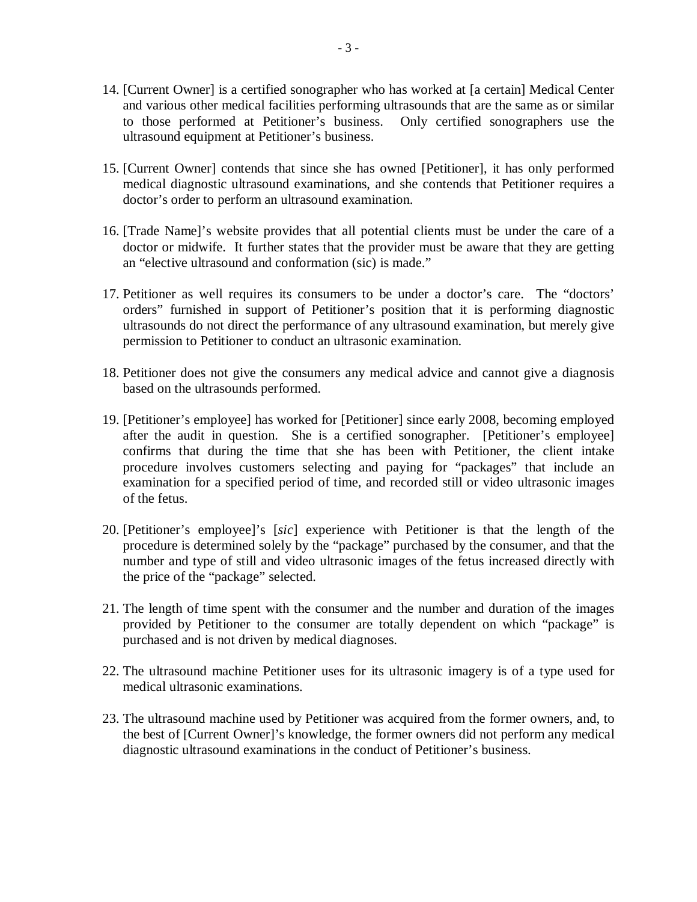14. [Current Owner] is a certified sonographer who has worked at [a certain] Medical Center and various other medical facilities performing ultrasounds that are the same as or similar to those performed at Petitioner's business. Only certified sonographers use the ultrasound equipment at Petitioner's business.

15. [Current Owner] contends that since she has owned [Petitioner], it has only performed medical diagnostic ultrasound examinations, and she contends that Petitioner requires a doctor's order to perform an ultrasound examination.

16. [Trade Name]'s website provides that all potential clients must be under the care of a doctor or midwife. It further states that the provider must be aware that they are getting an "elective ultrasound and conformation (sic) is made."

17. Petitioner as well requires its consumers to be under a doctor's care. The "doctors' orders" furnished in support of Petitioner's position that it is performing diagnostic ultrasounds do not direct the performance of any ultrasound examination, but merely give permission to Petitioner to conduct an ultrasonic examination.

18. Petitioner does not give the consumers any medical advice and cannot give a diagnosis based on the ultrasounds performed.

19. [Petitioner's employee] has worked for [Petitioner] since early 2008, becoming employed after the audit in question. She is a certified sonographer. [Petitioner's employee] confirms that during the time that she has been with Petitioner, the client intake procedure involves customers selecting and paying for "packages" that include an examination for a specified period of time, and recorded still or video ultrasonic images of the fetus.

20. [Petitioner's employee]'s [*sic*] experience with Petitioner is that the length of the procedure is determined solely by the "package" purchased by the consumer, and that the number and type of still and video ultrasonic images of the fetus increased directly with the price of the "package" selected.

21. The length of time spent with the consumer and the number and duration of the images provided by Petitioner to the consumer are totally dependent on which "package" is purchased and is not driven by medical diagnoses.

22. The ultrasound machine Petitioner uses for its ultrasonic imagery is of a type used for medical ultrasonic examinations.

23. The ultrasound machine used by Petitioner was acquired from the former owners, and, to the best of [Current Owner]'s knowledge, the former owners did not perform any medical diagnostic ultrasound examinations in the conduct of Petitioner's business.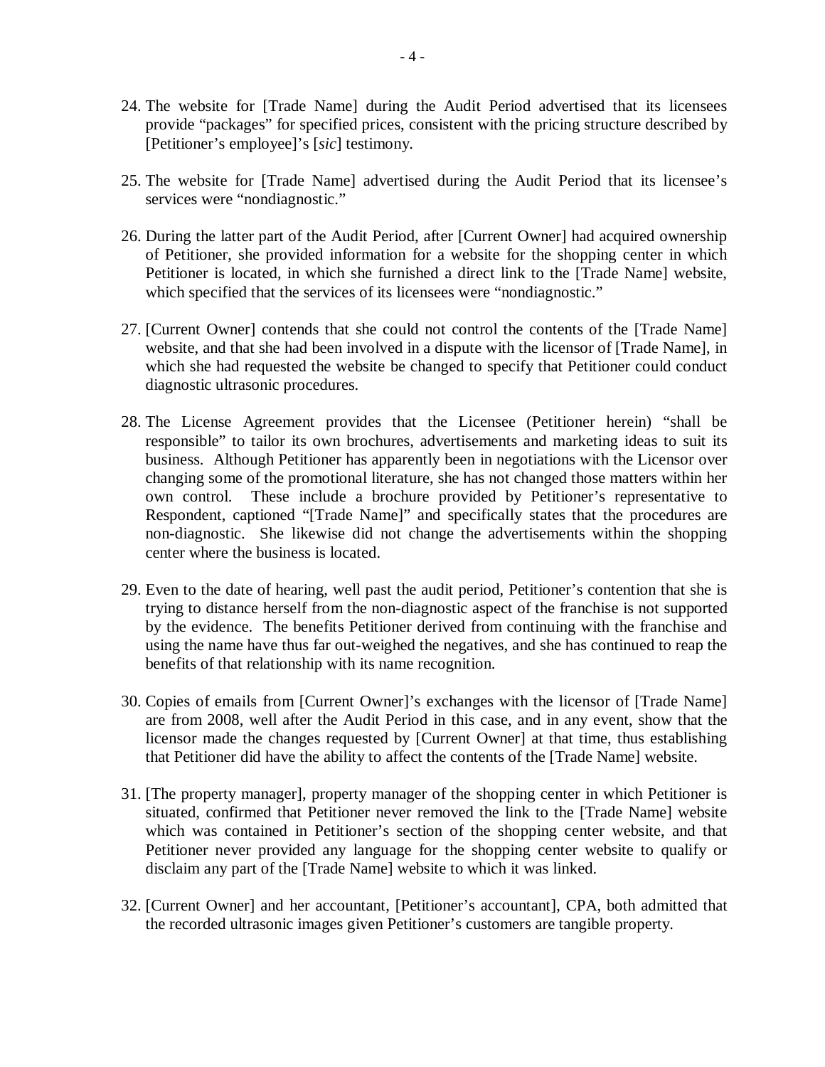24. The website for [Trade Name] during the Audit Period advertised that its licensees provide "packages" for specified prices, consistent with the pricing structure described by [Petitioner's employee]'s [*sic*] testimony.

25. The website for [Trade Name] advertised during the Audit Period that its licensee's services were "nondiagnostic."

26. During the latter part of the Audit Period, after [Current Owner] had acquired ownership of Petitioner, she provided information for a website for the shopping center in which Petitioner is located, in which she furnished a direct link to the [Trade Name] website, which specified that the services of its licensees were "nondiagnostic."

27. [Current Owner] contends that she could not control the contents of the [Trade Name] website, and that she had been involved in a dispute with the licensor of [Trade Name], in which she had requested the website be changed to specify that Petitioner could conduct diagnostic ultrasonic procedures.

28. The License Agreement provides that the Licensee (Petitioner herein) "shall be responsible" to tailor its own brochures, advertisements and marketing ideas to suit its business. Although Petitioner has apparently been in negotiations with the Licensor over changing some of the promotional literature, she has not changed those matters within her own control. These include a brochure provided by Petitioner's representative to Respondent, captioned "[Trade Name]" and specifically states that the procedures are non-diagnostic. She likewise did not change the advertisements within the shopping center where the business is located.

29. Even to the date of hearing, well past the audit period, Petitioner's contention that she is trying to distance herself from the non-diagnostic aspect of the franchise is not supported by the evidence. The benefits Petitioner derived from continuing with the franchise and using the name have thus far out-weighed the negatives, and she has continued to reap the benefits of that relationship with its name recognition.

30. Copies of emails from [Current Owner]'s exchanges with the licensor of [Trade Name] are from 2008, well after the Audit Period in this case, and in any event, show that the licensor made the changes requested by [Current Owner] at that time, thus establishing that Petitioner did have the ability to affect the contents of the [Trade Name] website.

31. [The property manager], property manager of the shopping center in which Petitioner is situated, confirmed that Petitioner never removed the link to the [Trade Name] website which was contained in Petitioner's section of the shopping center website, and that Petitioner never provided any language for the shopping center website to qualify or disclaim any part of the [Trade Name] website to which it was linked.

32. [Current Owner] and her accountant, [Petitioner's accountant], CPA, both admitted that the recorded ultrasonic images given Petitioner's customers are tangible property.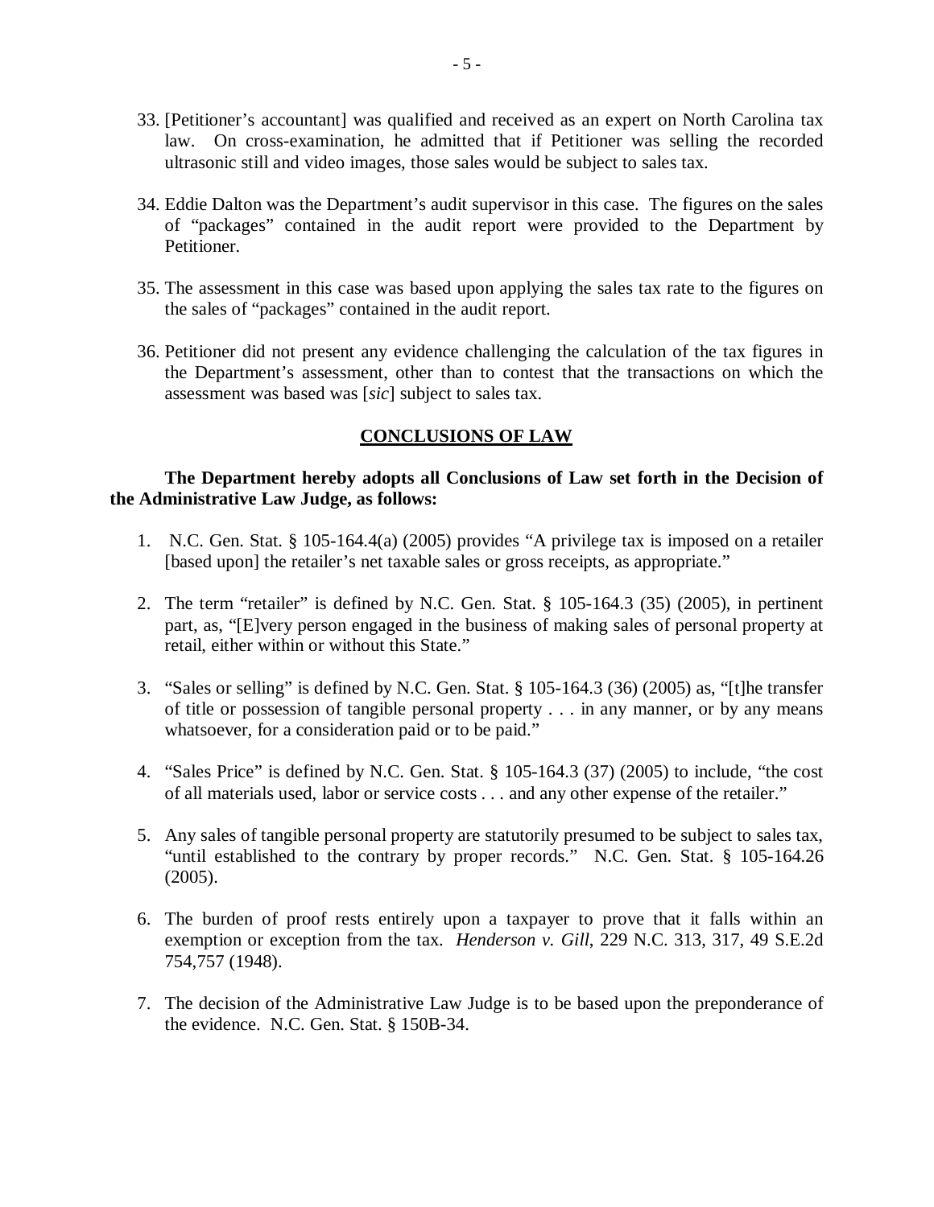33. [Petitioner's accountant] was qualified and received as an expert on North Carolina tax law. On cross-examination, he admitted that if Petitioner was selling the recorded ultrasonic still and video images, those sales would be subject to sales tax.

34. Eddie Dalton was the Department's audit supervisor in this case. The figures on the sales of "packages" contained in the audit report were provided to the Department by Petitioner.

35. The assessment in this case was based upon applying the sales tax rate to the figures on the sales of "packages" contained in the audit report.

36. Petitioner did not present any evidence challenging the calculation of the tax figures in the Department's assessment, other than to contest that the transactions on which the assessment was based was [*sic*] subject to sales tax.

## CONCLUSIONS OF LAW

**The Department hereby adopts all Conclusions of Law set forth in the Decision of the Administrative Law Judge, as follows:**

1. N.C. Gen. Stat. § 105-164.4(a) (2005) provides "A privilege tax is imposed on a retailer [based upon] the retailer's net taxable sales or gross receipts, as appropriate."

2. The term "retailer" is defined by N.C. Gen. Stat. § 105-164.3 (35) (2005), in pertinent part, as, "[E]very person engaged in the business of making sales of personal property at retail, either within or without this State."

3. "Sales or selling" is defined by N.C. Gen. Stat. § 105-164.3 (36) (2005) as, "[t]he transfer of title or possession of tangible personal property . . . in any manner, or by any means whatsoever, for a consideration paid or to be paid."

4. "Sales Price" is defined by N.C. Gen. Stat. § 105-164.3 (37) (2005) to include, "the cost of all materials used, labor or service costs . . . and any other expense of the retailer."

5. Any sales of tangible personal property are statutorily presumed to be subject to sales tax, "until established to the contrary by proper records." N.C. Gen. Stat. § 105-164.26 (2005).

6. The burden of proof rests entirely upon a taxpayer to prove that it falls within an exemption or exception from the tax. *Henderson v. Gill*, 229 N.C. 313, 317, 49 S.E.2d 754,757 (1948).

7. The decision of the Administrative Law Judge is to be based upon the preponderance of the evidence. N.C. Gen. Stat. § 150B-34.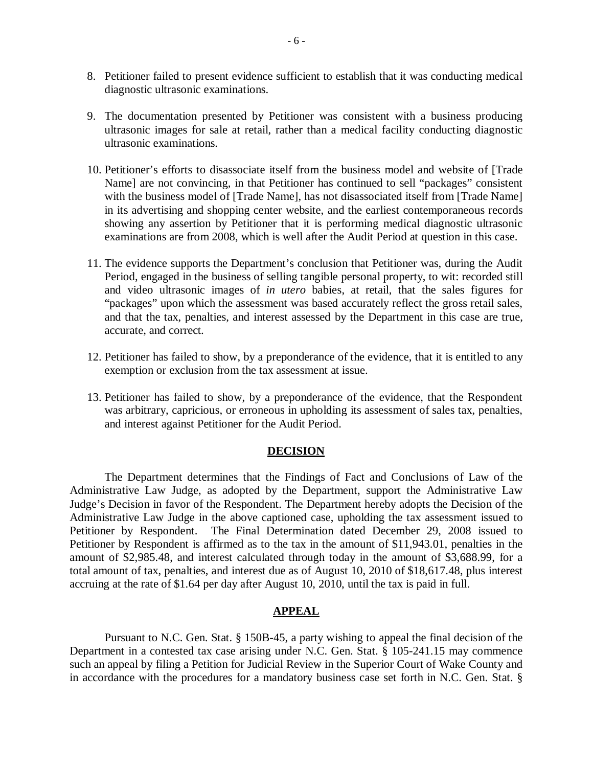8. Petitioner failed to present evidence sufficient to establish that it was conducting medical diagnostic ultrasonic examinations.

9. The documentation presented by Petitioner was consistent with a business producing ultrasonic images for sale at retail, rather than a medical facility conducting diagnostic ultrasonic examinations.

10. Petitioner's efforts to disassociate itself from the business model and website of [Trade Name] are not convincing, in that Petitioner has continued to sell "packages" consistent with the business model of [Trade Name], has not disassociated itself from [Trade Name] in its advertising and shopping center website, and the earliest contemporaneous records showing any assertion by Petitioner that it is performing medical diagnostic ultrasonic examinations are from 2008, which is well after the Audit Period at question in this case.

11. The evidence supports the Department's conclusion that Petitioner was, during the Audit Period, engaged in the business of selling tangible personal property, to wit: recorded still and video ultrasonic images of *in utero* babies, at retail, that the sales figures for "packages" upon which the assessment was based accurately reflect the gross retail sales, and that the tax, penalties, and interest assessed by the Department in this case are true, accurate, and correct.

12. Petitioner has failed to show, by a preponderance of the evidence, that it is entitled to any exemption or exclusion from the tax assessment at issue.

13. Petitioner has failed to show, by a preponderance of the evidence, that the Respondent was arbitrary, capricious, or erroneous in upholding its assessment of sales tax, penalties, and interest against Petitioner for the Audit Period.

## DECISION

The Department determines that the Findings of Fact and Conclusions of Law of the Administrative Law Judge, as adopted by the Department, support the Administrative Law Judge's Decision in favor of the Respondent. The Department hereby adopts the Decision of the Administrative Law Judge in the above captioned case, upholding the tax assessment issued to Petitioner by Respondent. The Final Determination dated December 29, 2008 issued to Petitioner by Respondent is affirmed as to the tax in the amount of $11,943.01, penalties in the amount of $2,985.48, and interest calculated through today in the amount of $3,688.99, for a total amount of tax, penalties, and interest due as of August 10, 2010 of $18,617.48, plus interest accruing at the rate of $1.64 per day after August 10, 2010, until the tax is paid in full.

## APPEAL

Pursuant to N.C. Gen. Stat. § 150B-45, a party wishing to appeal the final decision of the Department in a contested tax case arising under N.C. Gen. Stat. § 105-241.15 may commence such an appeal by filing a Petition for Judicial Review in the Superior Court of Wake County and in accordance with the procedures for a mandatory business case set forth in N.C. Gen. Stat. §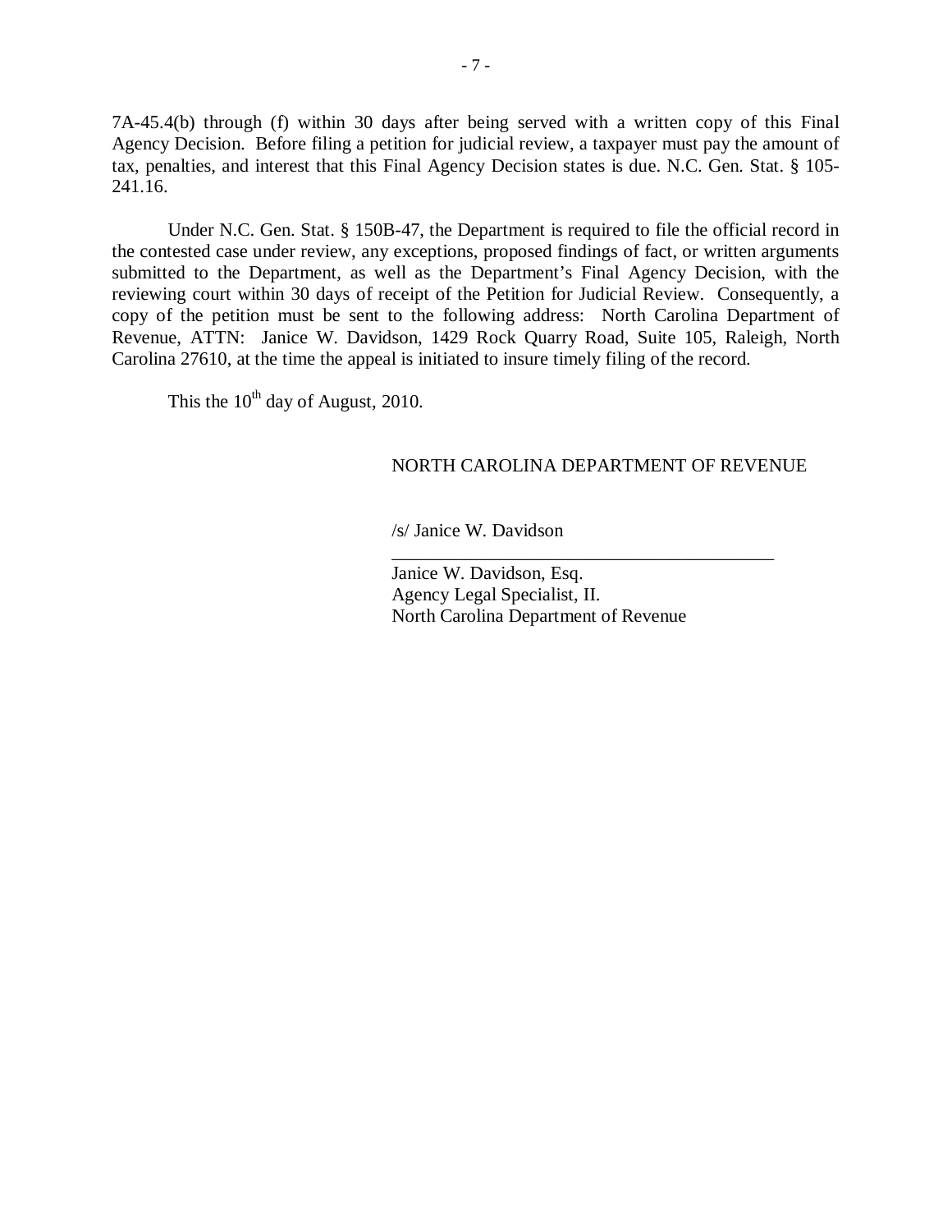7A-45.4(b) through (f) within 30 days after being served with a written copy of this Final Agency Decision. Before filing a petition for judicial review, a taxpayer must pay the amount of tax, penalties, and interest that this Final Agency Decision states is due. N.C. Gen. Stat. § 105-241.16.

Under N.C. Gen. Stat. § 150B-47, the Department is required to file the official record in the contested case under review, any exceptions, proposed findings of fact, or written arguments submitted to the Department, as well as the Department's Final Agency Decision, with the reviewing court within 30 days of receipt of the Petition for Judicial Review. Consequently, a copy of the petition must be sent to the following address: North Carolina Department of Revenue, ATTN: Janice W. Davidson, 1429 Rock Quarry Road, Suite 105, Raleigh, North Carolina 27610, at the time the appeal is initiated to insure timely filing of the record.

This the 10th day of August, 2010.

NORTH CAROLINA DEPARTMENT OF REVENUE

/s/ Janice W. Davidson

Janice W. Davidson, Esq.
Agency Legal Specialist, II.
North Carolina Department of Revenue